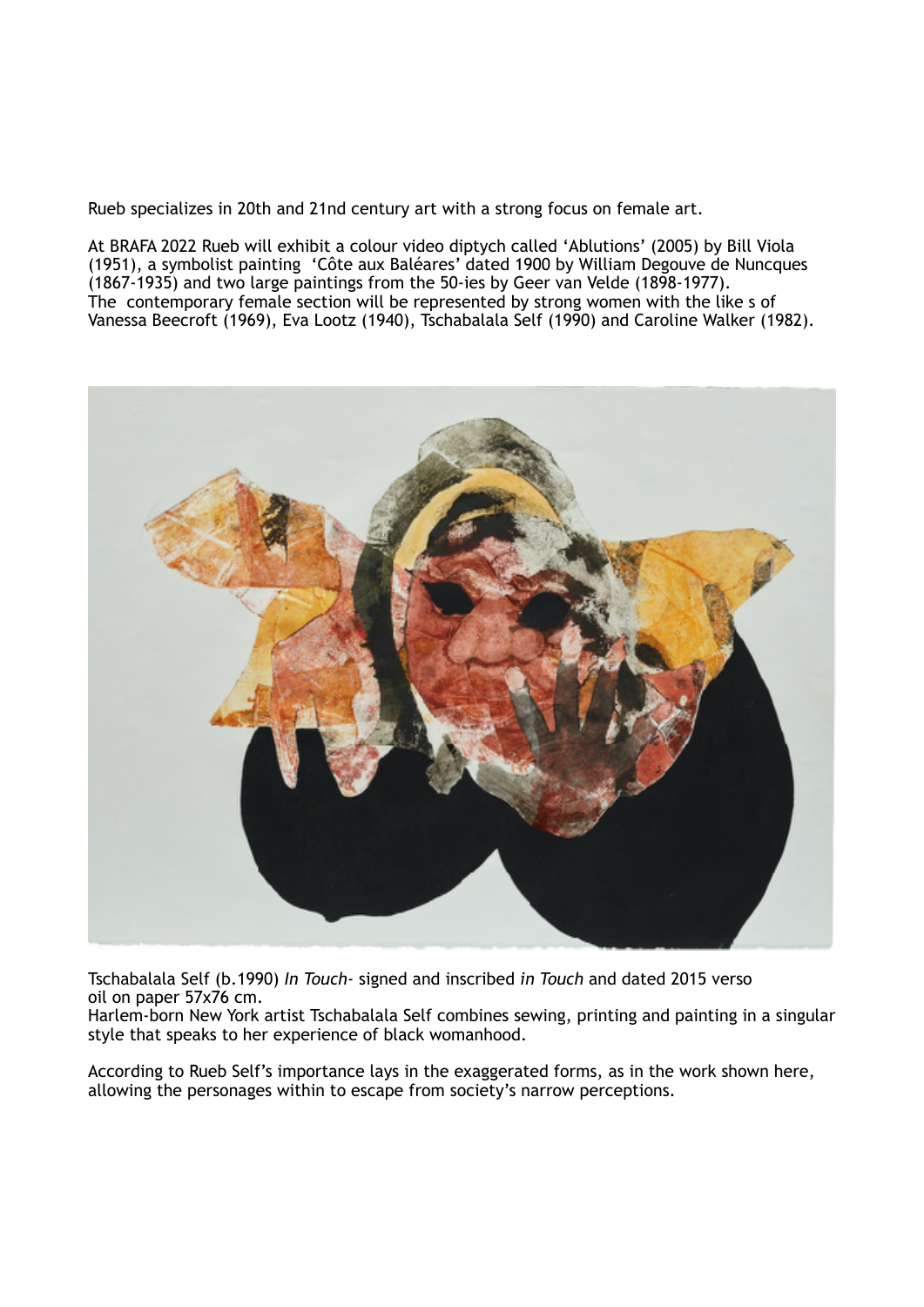Rueb specializes in 20th and 21nd century art with a strong focus on female art.

At BRAFA 2022 Rueb will exhibit a colour video diptych called 'Ablutions' (2005) by Bill Viola (1951), a symbolist painting 'Côte aux Baléares' dated 1900 by William Degouve de Nuncques (1867-1935) and two large paintings from the 50-ies by Geer van Velde (1898-1977).
The contemporary female section will be represented by strong women with the like s of Vanessa Beecroft (1969), Eva Lootz (1940), Tschabalala Self (1990) and Caroline Walker (1982).

Tschabalala Self (b.1990) *In Touch*- signed and inscribed *in Touch* and dated 2015 verso oil on paper 57x76 cm.
Harlem-born New York artist Tschabalala Self combines sewing, printing and painting in a singular style that speaks to her experience of black womanhood.

According to Rueb Self's importance lays in the exaggerated forms, as in the work shown here, allowing the personages within to escape from society's narrow perceptions.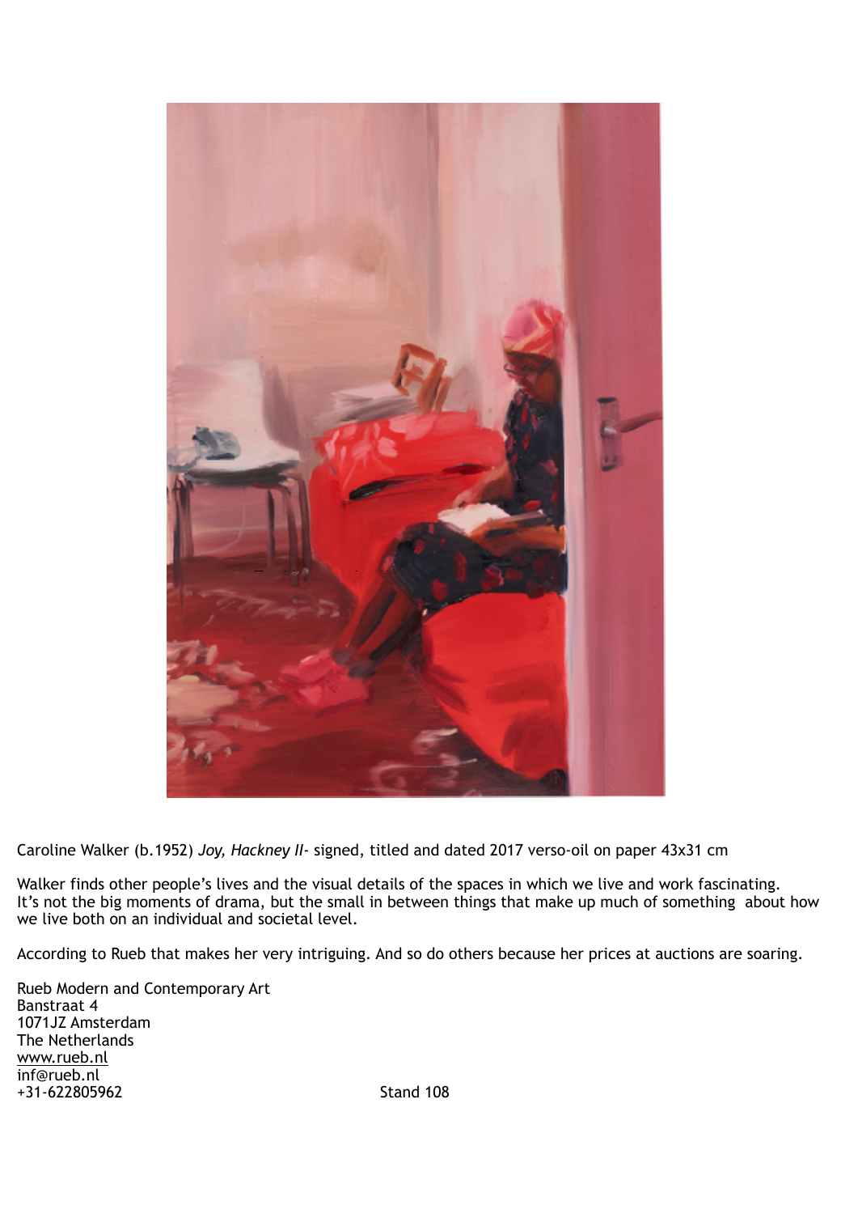Caroline Walker (b.1952) *Joy, Hackney II*- signed, titled and dated 2017 verso-oil on paper 43x31 cm

Walker finds other people's lives and the visual details of the spaces in which we live and work fascinating. It's not the big moments of drama, but the small in between things that make up much of something about how we live both on an individual and societal level.

According to Rueb that makes her very intriguing. And so do others because her prices at auctions are soaring.

Rueb Modern and Contemporary Art  
Banstraat 4  
1071JZ Amsterdam  
The Netherlands  
www.rueb.nl  
inf@rueb.nl  
+31-622805962

Stand 108